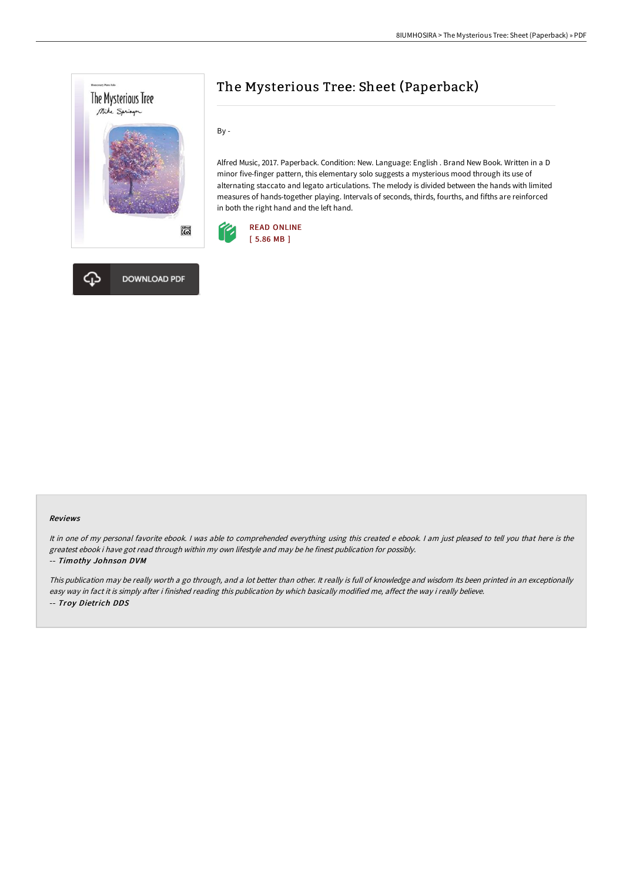# The Mysterious Tree: Sheet (Paperback)

By -

Alfred Music, 2017. Paperback. Condition: New. Language: English . Brand New Book. Written in a D minor five-finger pattern, this elementary solo suggests a mysterious mood through its use of alternating staccato and legato articulations. The melody is divided between the hands with limited measures of hands-together playing. Intervals of seconds, thirds, fourths, and fifths are reinforced in both the right hand and the left hand.

READ ONLINE
[ 5.86 MB ]

DOWNLOAD PDF

### Reviews

*It in one of my personal favorite ebook. I was able to comprehended everything using this created e ebook. I am just pleased to tell you that here is the greatest ebook i have got read through within my own lifestyle and may be he finest publication for possibly.*

*-- Timothy Johnson DVM*

*This publication may be really worth a go through, and a lot better than other. It really is full of knowledge and wisdom Its been printed in an exceptionally easy way in fact it is simply after i finished reading this publication by which basically modified me, affect the way i really believe.*

*-- Troy Dietrich DDS*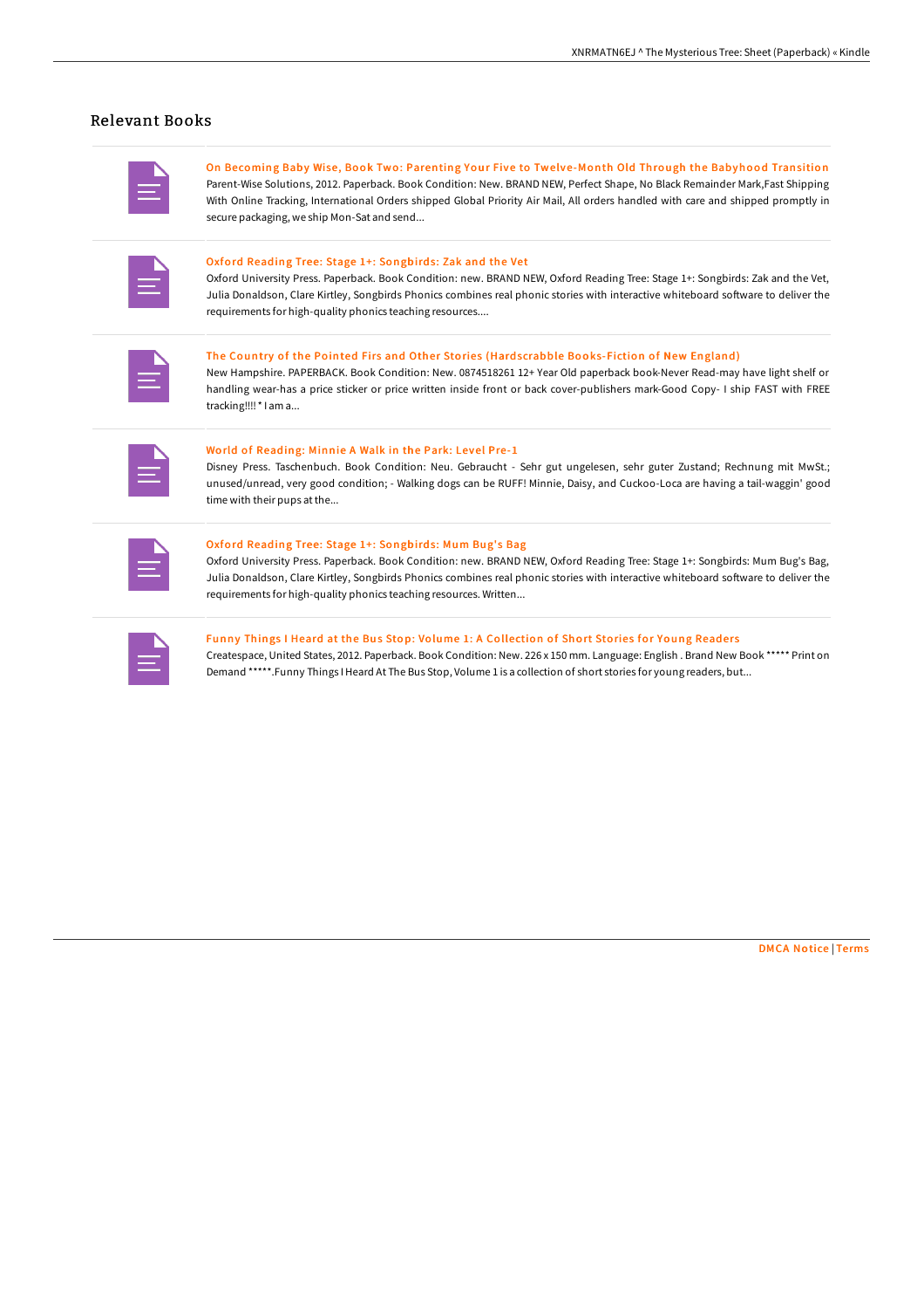## Relevant Books

**On Becoming Baby Wise, Book Two: Parenting Your Five to Twelve-Month Old Through the Babyhood Transition**

Parent-Wise Solutions, 2012. Paperback. Book Condition: New. BRAND NEW, Perfect Shape, No Black Remainder Mark,Fast Shipping With Online Tracking, International Orders shipped Global Priority Air Mail, All orders handled with care and shipped promptly in secure packaging, we ship Mon-Sat and send...

**Oxford Reading Tree: Stage 1+: Songbirds: Zak and the Vet**

Oxford University Press. Paperback. Book Condition: new. BRAND NEW, Oxford Reading Tree: Stage 1+: Songbirds: Zak and the Vet, Julia Donaldson, Clare Kirtley, Songbirds Phonics combines real phonic stories with interactive whiteboard software to deliver the requirements for high-quality phonics teaching resources....

**The Country of the Pointed Firs and Other Stories (Hardscrabble Books-Fiction of New England)**

New Hampshire. PAPERBACK. Book Condition: New. 0874518261 12+ Year Old paperback book-Never Read-may have light shelf or handling wear-has a price sticker or price written inside front or back cover-publishers mark-Good Copy- I ship FAST with FREE tracking!!!! * I am a...

**World of Reading: Minnie A Walk in the Park: Level Pre-1**

Disney Press. Taschenbuch. Book Condition: Neu. Gebraucht - Sehr gut ungelesen, sehr guter Zustand; Rechnung mit MwSt.; unused/unread, very good condition; - Walking dogs can be RUFF! Minnie, Daisy, and Cuckoo-Loca are having a tail-waggin' good time with their pups at the...

**Oxford Reading Tree: Stage 1+: Songbirds: Mum Bug's Bag**

Oxford University Press. Paperback. Book Condition: new. BRAND NEW, Oxford Reading Tree: Stage 1+: Songbirds: Mum Bug's Bag, Julia Donaldson, Clare Kirtley, Songbirds Phonics combines real phonic stories with interactive whiteboard software to deliver the requirements for high-quality phonics teaching resources. Written...

**Funny Things I Heard at the Bus Stop: Volume 1: A Collection of Short Stories for Young Readers**

Createspace, United States, 2012. Paperback. Book Condition: New. 226 x 150 mm. Language: English . Brand New Book ***** Print on Demand *****.Funny Things I Heard At The Bus Stop, Volume 1 is a collection of short stories for young readers, but...